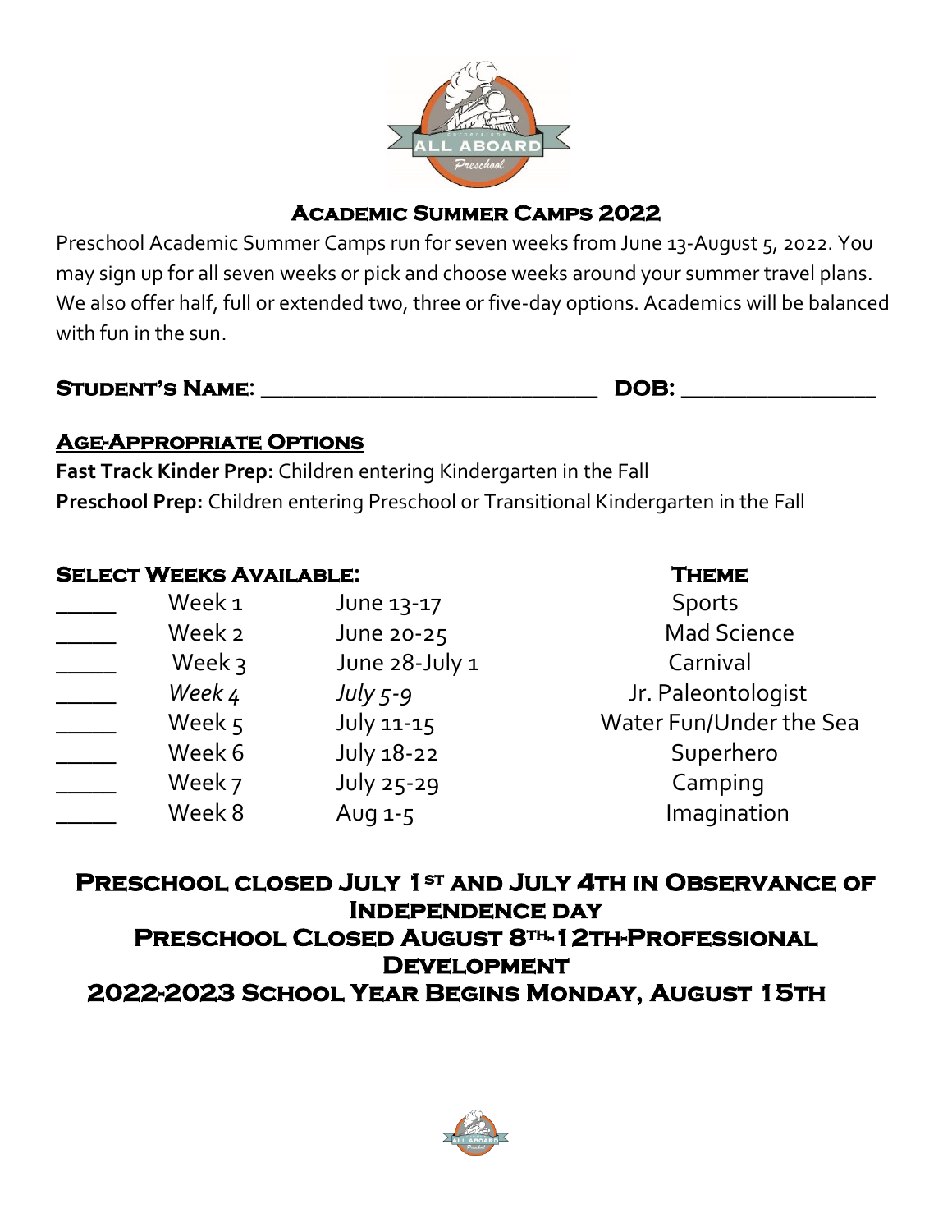# Academic Summer Camps 2022

Preschool Academic Summer Camps run for seven weeks from June 13-August 5, 2022. You may sign up for all seven weeks or pick and choose weeks around your summer travel plans. We also offer half, full or extended two, three or five-day options. Academics will be balanced with fun in the sun.

**Student's Name:** ____________________________ **DOB:** ________________

## Age-Appropriate Options

**Fast Track Kinder Prep:** Children entering Kindergarten in the Fall

**Preschool Prep:** Children entering Preschool or Transitional Kindergarten in the Fall

| Select Weeks Available: | | | Theme |
|---|---|---|---|
| _____ | Week 1 | June 13-17 | Sports |
| _____ | Week 2 | June 20-25 | Mad Science |
| _____ | Week 3 | June 28-July 1 | Carnival |
| _____ | *Week 4* | *July 5-9* | Jr. Paleontologist |
| _____ | Week 5 | July 11-15 | Water Fun/Under the Sea |
| _____ | Week 6 | July 18-22 | Superhero |
| _____ | Week 7 | July 25-29 | Camping |
| _____ | Week 8 | Aug 1-5 | Imagination |

**Preschool closed July 1st and July 4th in Observance of Independence day**

**Preschool Closed August 8th-12th-Professional Development**

**2022-2023 School Year Begins Monday, August 15th**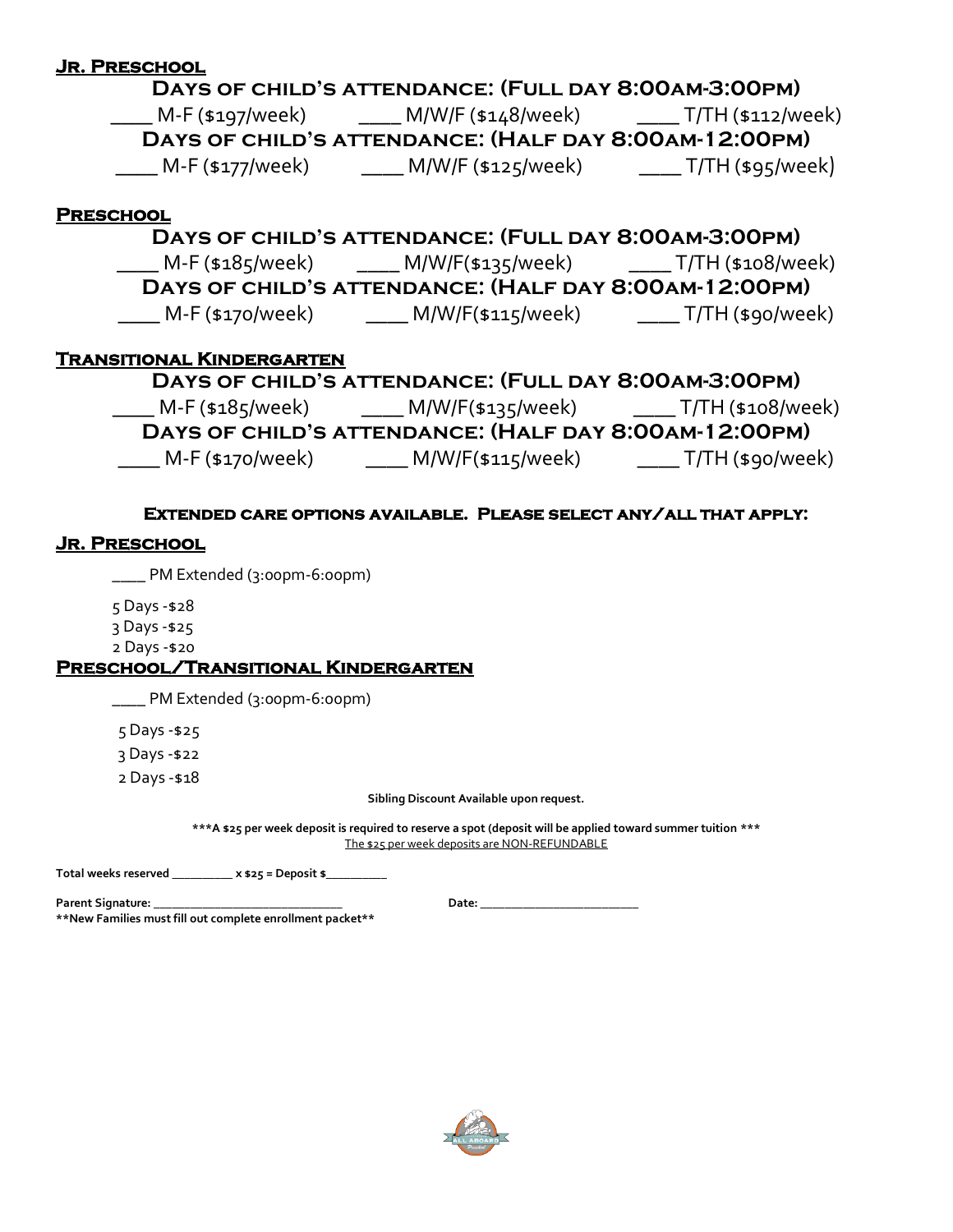## Jr. Preschool

**Days of child's attendance: (Full day 8:00am-3:00pm)**

____ M-F ($197/week) ____ M/W/F ($148/week) ____ T/TH ($112/week)

**Days of child's attendance: (Half day 8:00am-12:00pm)**

____ M-F ($177/week) ____ M/W/F ($125/week) ____ T/TH ($95/week)

## Preschool

**Days of child's attendance: (Full day 8:00am-3:00pm)**

____ M-F ($185/week) ____ M/W/F($135/week) ____ T/TH ($108/week)

**Days of child's attendance: (Half day 8:00am-12:00pm)**

____ M-F ($170/week) ____ M/W/F($115/week) ____ T/TH ($90/week)

## Transitional Kindergarten

**Days of child's attendance: (Full day 8:00am-3:00pm)**

____ M-F ($185/week) ____ M/W/F($135/week) ____ T/TH ($108/week)

**Days of child's attendance: (Half day 8:00am-12:00pm)**

____ M-F ($170/week) ____ M/W/F($115/week) ____ T/TH ($90/week)

**Extended care options available. Please select any/all that apply:**

## Jr. Preschool

____ PM Extended (3:00pm-6:00pm)

5 Days -$28
3 Days -$25
2 Days -$20

## Preschool/Transitional Kindergarten

____ PM Extended (3:00pm-6:00pm)

5 Days -$25
3 Days -$22
2 Days -$18

**Sibling Discount Available upon request.**

**\*\*\*A $25 per week deposit is required to reserve a spot (deposit will be applied toward summer tuition \*\*\***

The $25 per week deposits are NON-REFUNDABLE

**Total weeks reserved __________ x $25 = Deposit $__________**

**Parent Signature: ______________________________** **Date: _________________________**

**\*\*New Families must fill out complete enrollment packet\*\***